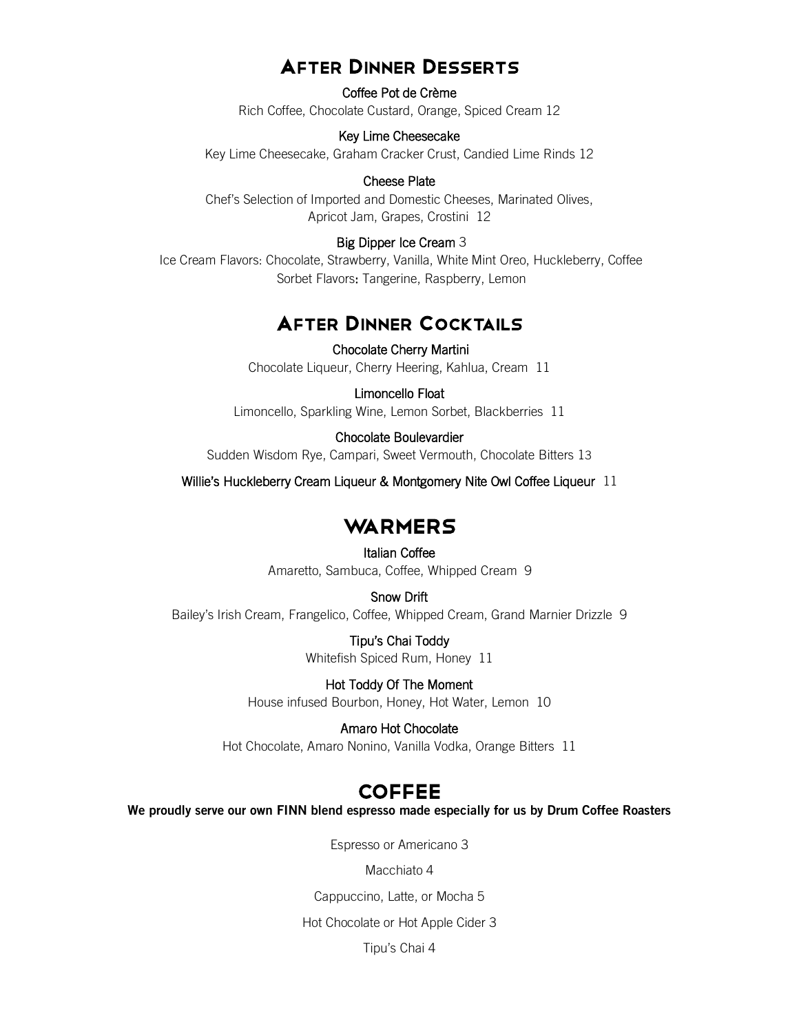## After Dinner Desserts

**Coffee Pot de Crème**
Rich Coffee, Chocolate Custard, Orange, Spiced Cream 12

**Key Lime Cheesecake**
Key Lime Cheesecake, Graham Cracker Crust, Candied Lime Rinds 12

**Cheese Plate**
Chef's Selection of Imported and Domestic Cheeses, Marinated Olives, Apricot Jam, Grapes, Crostini 12

**Big Dipper Ice Cream** 3
Ice Cream Flavors: Chocolate, Strawberry, Vanilla, White Mint Oreo, Huckleberry, Coffee
Sorbet Flavors: Tangerine, Raspberry, Lemon

## After Dinner Cocktails

**Chocolate Cherry Martini**
Chocolate Liqueur, Cherry Heering, Kahlua, Cream 11

**Limoncello Float**
Limoncello, Sparkling Wine, Lemon Sorbet, Blackberries 11

**Chocolate Boulevardier**
Sudden Wisdom Rye, Campari, Sweet Vermouth, Chocolate Bitters 13

**Willie's Huckleberry Cream Liqueur & Montgomery Nite Owl Coffee Liqueur** 11

## WARMERS

**Italian Coffee**
Amaretto, Sambuca, Coffee, Whipped Cream 9

**Snow Drift**
Bailey's Irish Cream, Frangelico, Coffee, Whipped Cream, Grand Marnier Drizzle 9

**Tipu's Chai Toddy**
Whitefish Spiced Rum, Honey 11

**Hot Toddy Of The Moment**
House infused Bourbon, Honey, Hot Water, Lemon 10

**Amaro Hot Chocolate**
Hot Chocolate, Amaro Nonino, Vanilla Vodka, Orange Bitters 11

## COFFEE

**We proudly serve our own FINN blend espresso made especially for us by Drum Coffee Roasters**

Espresso or Americano 3

Macchiato 4

Cappuccino, Latte, or Mocha 5

Hot Chocolate or Hot Apple Cider 3

Tipu's Chai 4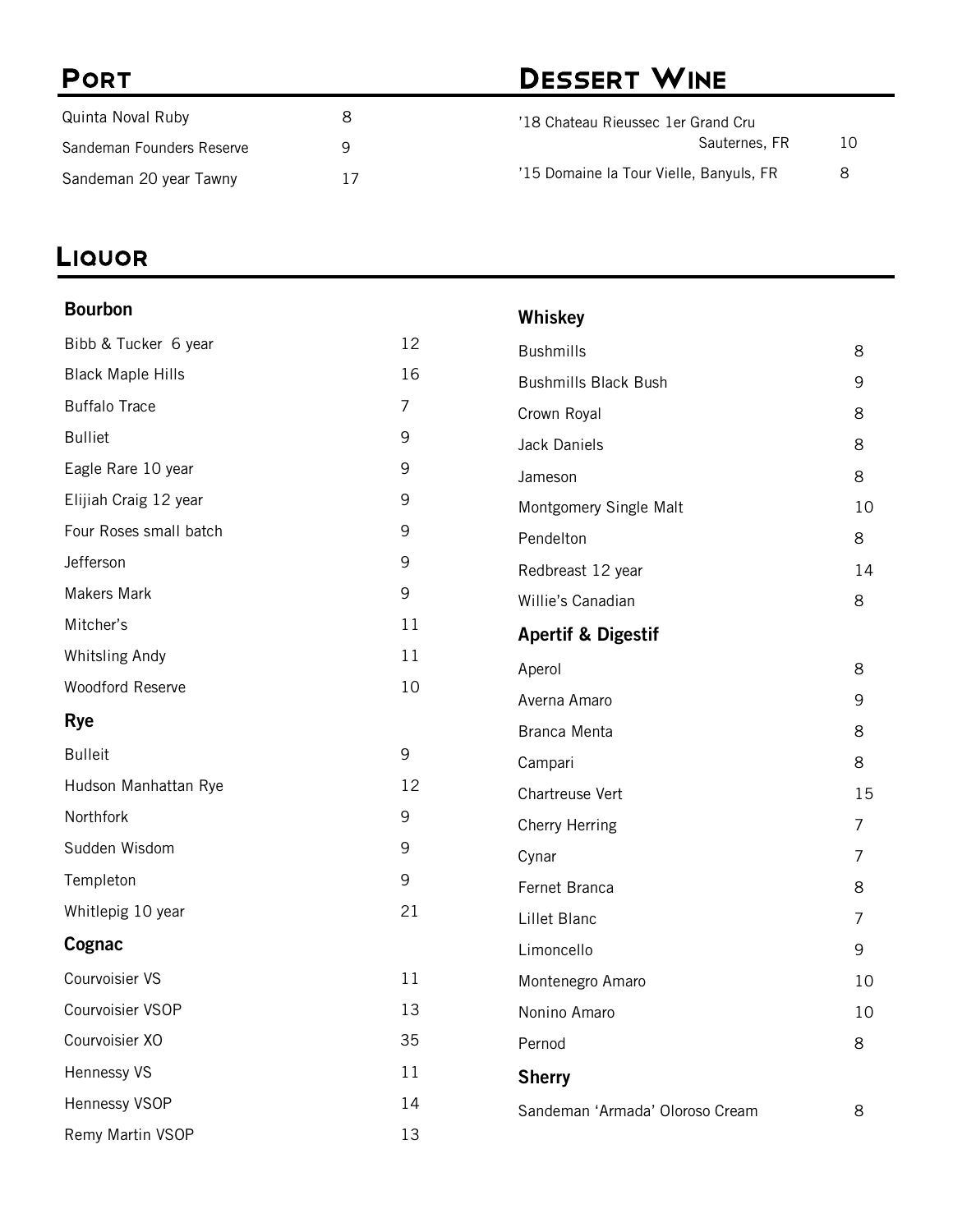## Port

| | |
|---|---|
| Quinta Noval Ruby | 8 |
| Sandeman Founders Reserve | 9 |
| Sandeman 20 year Tawny | 17 |

## Dessert Wine

| | |
|---|---|
| '18 Chateau Rieussec 1er Grand Cru Sauternes, FR | 10 |
| '15 Domaine la Tour Vielle, Banyuls, FR | 8 |

## Liquor

### Bourbon

| | |
|---|---|
| Bibb & Tucker 6 year | 12 |
| Black Maple Hills | 16 |
| Buffalo Trace | 7 |
| Bulliet | 9 |
| Eagle Rare 10 year | 9 |
| Elijiah Craig 12 year | 9 |
| Four Roses small batch | 9 |
| Jefferson | 9 |
| Makers Mark | 9 |
| Mitcher's | 11 |
| Whitsling Andy | 11 |
| Woodford Reserve | 10 |

### Rye

| | |
|---|---|
| Bulleit | 9 |
| Hudson Manhattan Rye | 12 |
| Northfork | 9 |
| Sudden Wisdom | 9 |
| Templeton | 9 |
| Whitlepig 10 year | 21 |

### Cognac

| | |
|---|---|
| Courvoisier VS | 11 |
| Courvoisier VSOP | 13 |
| Courvoisier XO | 35 |
| Hennessy VS | 11 |
| Hennessy VSOP | 14 |
| Remy Martin VSOP | 13 |

### Whiskey

| | |
|---|---|
| Bushmills | 8 |
| Bushmills Black Bush | 9 |
| Crown Royal | 8 |
| Jack Daniels | 8 |
| Jameson | 8 |
| Montgomery Single Malt | 10 |
| Pendelton | 8 |
| Redbreast 12 year | 14 |
| Willie's Canadian | 8 |

### Apertif & Digestif

| | |
|---|---|
| Aperol | 8 |
| Averna Amaro | 9 |
| Branca Menta | 8 |
| Campari | 8 |
| Chartreuse Vert | 15 |
| Cherry Herring | 7 |
| Cynar | 7 |
| Fernet Branca | 8 |
| Lillet Blanc | 7 |
| Limoncello | 9 |
| Montenegro Amaro | 10 |
| Nonino Amaro | 10 |
| Pernod | 8 |

### Sherry

| | |
|---|---|
| Sandeman 'Armada' Oloroso Cream | 8 |